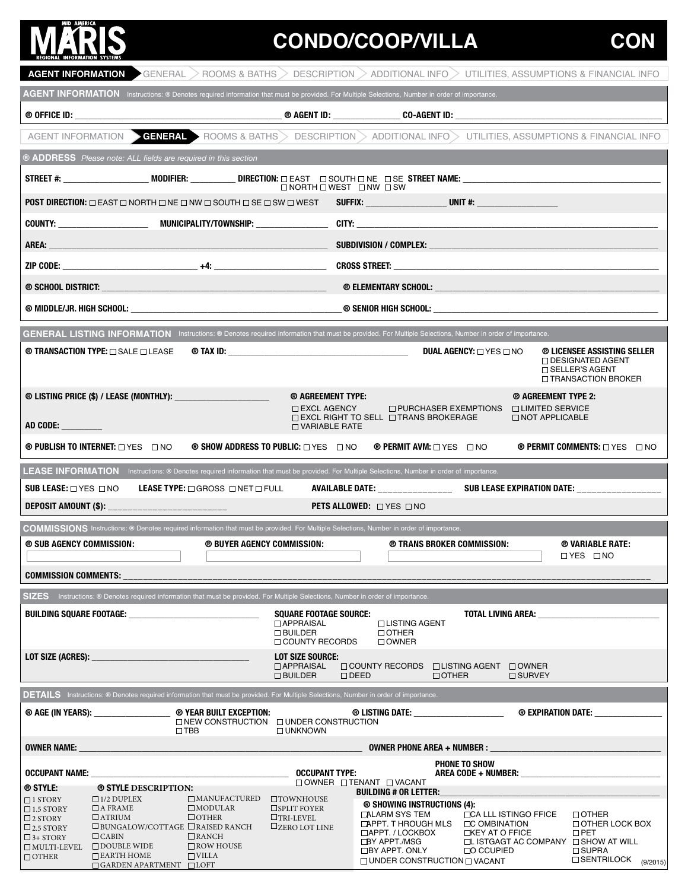# MID AMERICA MARIS REGIONAL INFORMATION SYSTEMS

# CONDO/COOP/VILLA — CON

**AGENT INFORMATION** > GENERAL > ROOMS & BATHS > DESCRIPTION > ADDITIONAL INFO > UTILITIES, ASSUMPTIONS & FINANCIAL INFO

## AGENT INFORMATION

Instructions: ® Denotes required information that must be provided. For Multiple Selections, Number in order of importance.

**® OFFICE ID:** ______________________ **® AGENT ID:** ______________ **CO-AGENT ID:** ______________________

AGENT INFORMATION > **GENERAL** > ROOMS & BATHS > DESCRIPTION > ADDITIONAL INFO > UTILITIES, ASSUMPTIONS & FINANCIAL INFO

## ® ADDRESS

*Please note: ALL fields are required in this section*

**STREET #:** ______________ **MODIFIER:** __________ **DIRECTION:** ☐ EAST ☐ SOUTH ☐ NE ☐ SE ☐ NORTH ☐ WEST ☐ NW ☐ SW **STREET NAME:** ______________________

**POST DIRECTION:** ☐ EAST ☐ NORTH ☐ NE ☐ NW ☐ SOUTH ☐ SE ☐ SW ☐ WEST **SUFFIX:** ______________ **UNIT #:** ______________

**COUNTY:** ______________ **MUNICIPALITY/TOWNSHIP:** ______________ **CITY:** ______________________

**AREA:** ______________________ **SUBDIVISION / COMPLEX:** ______________________

**ZIP CODE:** ______________ **+4:** ______________ **CROSS STREET:** ______________________

**® SCHOOL DISTRICT:** ______________________ **® ELEMENTARY SCHOOL:** ______________________

**® MIDDLE/JR. HIGH SCHOOL:** ______________________ **® SENIOR HIGH SCHOOL:** ______________________

## GENERAL LISTING INFORMATION

Instructions: ® Denotes required information that must be provided. For Multiple Selections, Number in order of importance.

**® TRANSACTION TYPE:** ☐ SALE ☐ LEASE **® TAX ID:** ______________________ **DUAL AGENCY:** ☐ YES ☐ NO

**® LICENSEE ASSISTING SELLER**
☐ DESIGNATED AGENT
☐ SELLER'S AGENT
☐ TRANSACTION BROKER

**® LISTING PRICE ($) / LEASE (MONTHLY):** ______________

**® AGREEMENT TYPE:** ☐ EXCL AGENCY ☐ PURCHASER EXEMPTIONS ☐ EXCL RIGHT TO SELL ☐ TRANS BROKERAGE ☐ VARIABLE RATE

**® AGREEMENT TYPE 2:** ☐ LIMITED SERVICE ☐ NOT APPLICABLE

**AD CODE:** __________

**® PUBLISH TO INTERNET:** ☐ YES ☐ NO **® SHOW ADDRESS TO PUBLIC:** ☐ YES ☐ NO **® PERMIT AVM:** ☐ YES ☐ NO **® PERMIT COMMENTS:** ☐ YES ☐ NO

## LEASE INFORMATION

Instructions: ® Denotes required information that must be provided. For Multiple Selections, Number in order of importance.

**SUB LEASE:** ☐ YES ☐ NO **LEASE TYPE:** ☐ GROSS ☐ NET ☐ FULL **AVAILABLE DATE:** ______________ **SUB LEASE EXPIRATION DATE:** ______________

**DEPOSIT AMOUNT ($):** ______________ **PETS ALLOWED:** ☐ YES ☐ NO

## COMMISSIONS

Instructions: ® Denotes required information that must be provided. For Multiple Selections, Number in order of importance.

**® SUB AGENCY COMMISSION:** ______________ **® BUYER AGENCY COMMISSION:** ______________ **® TRANS BROKER COMMISSION:** ______________ **® VARIABLE RATE:** ☐ YES ☐ NO

**COMMISSION COMMENTS:** ______________________

## SIZES

Instructions: ® Denotes required information that must be provided. For Multiple Selections, Number in order of importance.

**BUILDING SQUARE FOOTAGE:** ______________

**SQUARE FOOTAGE SOURCE:** ☐ APPRAISAL ☐ LISTING AGENT ☐ BUILDER ☐ OTHER ☐ COUNTY RECORDS ☐ OWNER

**TOTAL LIVING AREA:** ______________

**LOT SIZE (ACRES):** ______________

**LOT SIZE SOURCE:** ☐ APPRAISAL ☐ COUNTY RECORDS ☐ LISTING AGENT ☐ OWNER ☐ BUILDER ☐ DEED ☐ OTHER ☐ SURVEY

## DETAILS

Instructions: ® Denotes required information that must be provided. For Multiple Selections, Number in order of importance.

**® AGE (IN YEARS):** ______________

**® YEAR BUILT EXCEPTION:** ☐ NEW CONSTRUCTION ☐ UNDER CONSTRUCTION ☐ TBB ☐ UNKNOWN

**® LISTING DATE:** ______________ **® EXPIRATION DATE:** ______________

**OWNER NAME:** ______________________ **OWNER PHONE AREA + NUMBER :** ______________________

**OCCUPANT NAME:** ______________________ **OCCUPANT TYPE:** ☐ OWNER ☐ TENANT ☐ VACANT **PHONE TO SHOW AREA CODE + NUMBER:** ______________________

**® STYLE:**
☐ 1 STORY
☐ 1.5 STORY
☐ 2 STORY
☐ 2.5 STORY
☐ 3+ STORY
☐ MULTI-LEVEL
☐ OTHER

**® STYLE DESCRIPTION:**
☐ 1/2 DUPLEX
☐ A FRAME
☐ ATRIUM
☐ BUNGALOW/COTTAGE
☐ CABIN
☐ DOUBLE WIDE
☐ EARTH HOME
☐ GARDEN APARTMENT
☐ MANUFACTURED
☐ MODULAR
☐ OTHER
☐ RAISED RANCH
☐ RANCH
☐ ROW HOUSE
☐ VILLA
☐ LOFT
☐ TOWNHOUSE
☐ SPLIT FOYER
☐ TRI-LEVEL
☐ ZERO LOT LINE

**BUILDING # OR LETTER:** ______________________

**® SHOWING INSTRUCTIONS (4):**
☐ ALARM SYS TEM
☐ APPT. T HROUGH MLS
☐ APPT. / LOCKBOX
☐ BY APPT./MSG
☐ BY APPT. ONLY
☐ UNDER CONSTRUCTION
☐ CA LLL ISTINGO FFICE
☐ C OMBINATION
☐ KEY AT O FFICE
☐ L ISTGAGT AC COMPANY
☐ O CCUPIED
☐ VACANT
☐ OTHER
☐ OTHER LOCK BOX
☐ PET
☐ SHOW AT WILL
☐ SUPRA
☐ SENTRILOCK

(9/2015)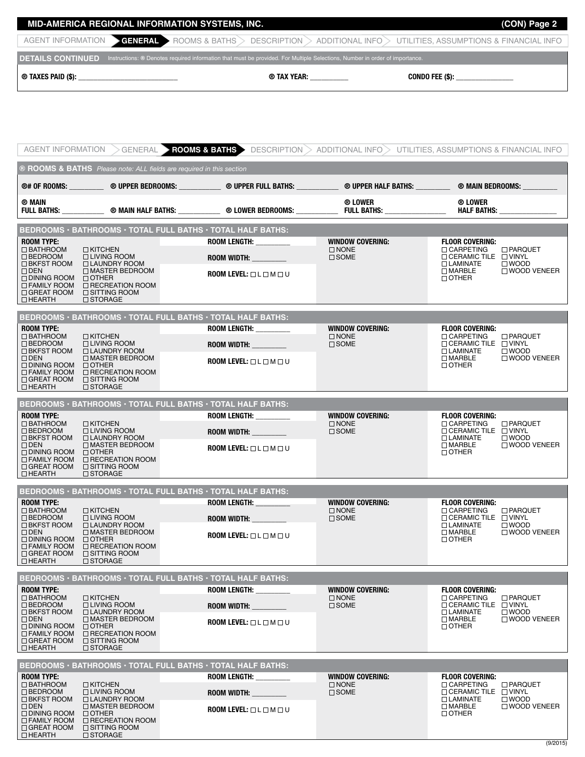## MID-AMERICA REGIONAL INFORMATION SYSTEMS, INC. (CON) Page 2

AGENT INFORMATION > **GENERAL** > ROOMS & BATHS > DESCRIPTION > ADDITIONAL INFO > UTILITIES, ASSUMPTIONS & FINANCIAL INFO

**DETAILS CONTINUED** Instructions: ® Denotes required information that must be provided. For Multiple Selections, Number in order of importance.

**® TAXES PAID ($):** ____________________ **® TAX YEAR:** __________ **CONDO FEE ($):** ______________

AGENT INFORMATION > GENERAL > **ROOMS & BATHS** > DESCRIPTION > ADDITIONAL INFO > UTILITIES, ASSUMPTIONS & FINANCIAL INFO

**® ROOMS & BATHS** *Please note: ALL fields are required in this section*

**®# OF ROOMS:** ________ **® UPPER BEDROOMS:** ________ **® UPPER FULL BATHS:** ________ **® UPPER HALF BATHS:** ________ **® MAIN BEDROOMS:** ________

**® MAIN FULL BATHS:** ________ **® MAIN HALF BATHS:** ________ **® LOWER BEDROOMS:** ________ **® LOWER FULL BATHS:** ________ **® LOWER HALF BATHS:** ________

### BEDROOMS · BATHROOMS · TOTAL FULL BATHS · TOTAL HALF BATHS:

| ROOM TYPE: | | | WINDOW COVERING: | FLOOR COVERING: | |
|---|---|---|---|---|---|
| ☐ BATHROOM | ☐ KITCHEN | ROOM LENGTH: ________ | ☐ NONE | ☐ CARPETING | ☐ PARQUET |
| ☐ BEDROOM | ☐ LIVING ROOM | ROOM WIDTH: ________ | ☐ SOME | ☐ CERAMIC TILE | ☐ VINYL |
| ☐ BKFST ROOM | ☐ LAUNDRY ROOM | ROOM LEVEL: ☐ L ☐ M ☐ U | | ☐ LAMINATE | ☐ WOOD |
| ☐ DEN | ☐ MASTER BEDROOM | | | ☐ MARBLE | ☐ WOOD VENEER |
| ☐ DINING ROOM | ☐ OTHER | | | ☐ OTHER | |
| ☐ FAMILY ROOM | ☐ RECREATION ROOM | | | | |
| ☐ GREAT ROOM | ☐ SITTING ROOM | | | | |
| ☐ HEARTH | ☐ STORAGE | | | | |

### BEDROOMS · BATHROOMS · TOTAL FULL BATHS · TOTAL HALF BATHS:

| ROOM TYPE: | | | WINDOW COVERING: | FLOOR COVERING: | |
|---|---|---|---|---|---|
| ☐ BATHROOM | ☐ KITCHEN | ROOM LENGTH: ________ | ☐ NONE | ☐ CARPETING | ☐ PARQUET |
| ☐ BEDROOM | ☐ LIVING ROOM | ROOM WIDTH: ________ | ☐ SOME | ☐ CERAMIC TILE | ☐ VINYL |
| ☐ BKFST ROOM | ☐ LAUNDRY ROOM | ROOM LEVEL: ☐ L ☐ M ☐ U | | ☐ LAMINATE | ☐ WOOD |
| ☐ DEN | ☐ MASTER BEDROOM | | | ☐ MARBLE | ☐ WOOD VENEER |
| ☐ DINING ROOM | ☐ OTHER | | | ☐ OTHER | |
| ☐ FAMILY ROOM | ☐ RECREATION ROOM | | | | |
| ☐ GREAT ROOM | ☐ SITTING ROOM | | | | |
| ☐ HEARTH | ☐ STORAGE | | | | |

### BEDROOMS · BATHROOMS · TOTAL FULL BATHS · TOTAL HALF BATHS:

| ROOM TYPE: | | | WINDOW COVERING: | FLOOR COVERING: | |
|---|---|---|---|---|---|
| ☐ BATHROOM | ☐ KITCHEN | ROOM LENGTH: ________ | ☐ NONE | ☐ CARPETING | ☐ PARQUET |
| ☐ BEDROOM | ☐ LIVING ROOM | ROOM WIDTH: ________ | ☐ SOME | ☐ CERAMIC TILE | ☐ VINYL |
| ☐ BKFST ROOM | ☐ LAUNDRY ROOM | ROOM LEVEL: ☐ L ☐ M ☐ U | | ☐ LAMINATE | ☐ WOOD |
| ☐ DEN | ☐ MASTER BEDROOM | | | ☐ MARBLE | ☐ WOOD VENEER |
| ☐ DINING ROOM | ☐ OTHER | | | ☐ OTHER | |
| ☐ FAMILY ROOM | ☐ RECREATION ROOM | | | | |
| ☐ GREAT ROOM | ☐ SITTING ROOM | | | | |
| ☐ HEARTH | ☐ STORAGE | | | | |

### BEDROOMS · BATHROOMS · TOTAL FULL BATHS · TOTAL HALF BATHS:

| ROOM TYPE: | | | WINDOW COVERING: | FLOOR COVERING: | |
|---|---|---|---|---|---|
| ☐ BATHROOM | ☐ KITCHEN | ROOM LENGTH: ________ | ☐ NONE | ☐ CARPETING | ☐ PARQUET |
| ☐ BEDROOM | ☐ LIVING ROOM | ROOM WIDTH: ________ | ☐ SOME | ☐ CERAMIC TILE | ☐ VINYL |
| ☐ BKFST ROOM | ☐ LAUNDRY ROOM | ROOM LEVEL: ☐ L ☐ M ☐ U | | ☐ LAMINATE | ☐ WOOD |
| ☐ DEN | ☐ MASTER BEDROOM | | | ☐ MARBLE | ☐ WOOD VENEER |
| ☐ DINING ROOM | ☐ OTHER | | | ☐ OTHER | |
| ☐ FAMILY ROOM | ☐ RECREATION ROOM | | | | |
| ☐ GREAT ROOM | ☐ SITTING ROOM | | | | |
| ☐ HEARTH | ☐ STORAGE | | | | |

### BEDROOMS · BATHROOMS · TOTAL FULL BATHS · TOTAL HALF BATHS:

| ROOM TYPE: | | | WINDOW COVERING: | FLOOR COVERING: | |
|---|---|---|---|---|---|
| ☐ BATHROOM | ☐ KITCHEN | ROOM LENGTH: ________ | ☐ NONE | ☐ CARPETING | ☐ PARQUET |
| ☐ BEDROOM | ☐ LIVING ROOM | ROOM WIDTH: ________ | ☐ SOME | ☐ CERAMIC TILE | ☐ VINYL |
| ☐ BKFST ROOM | ☐ LAUNDRY ROOM | ROOM LEVEL: ☐ L ☐ M ☐ U | | ☐ LAMINATE | ☐ WOOD |
| ☐ DEN | ☐ MASTER BEDROOM | | | ☐ MARBLE | ☐ WOOD VENEER |
| ☐ DINING ROOM | ☐ OTHER | | | ☐ OTHER | |
| ☐ FAMILY ROOM | ☐ RECREATION ROOM | | | | |
| ☐ GREAT ROOM | ☐ SITTING ROOM | | | | |
| ☐ HEARTH | ☐ STORAGE | | | | |

### BEDROOMS · BATHROOMS · TOTAL FULL BATHS · TOTAL HALF BATHS:

| ROOM TYPE: | | | WINDOW COVERING: | FLOOR COVERING: | |
|---|---|---|---|---|---|
| ☐ BATHROOM | ☐ KITCHEN | ROOM LENGTH: ________ | ☐ NONE | ☐ CARPETING | ☐ PARQUET |
| ☐ BEDROOM | ☐ LIVING ROOM | ROOM WIDTH: ________ | ☐ SOME | ☐ CERAMIC TILE | ☐ VINYL |
| ☐ BKFST ROOM | ☐ LAUNDRY ROOM | ROOM LEVEL: ☐ L ☐ M ☐ U | | ☐ LAMINATE | ☐ WOOD |
| ☐ DEN | ☐ MASTER BEDROOM | | | ☐ MARBLE | ☐ WOOD VENEER |
| ☐ DINING ROOM | ☐ OTHER | | | ☐ OTHER | |
| ☐ FAMILY ROOM | ☐ RECREATION ROOM | | | | |
| ☐ GREAT ROOM | ☐ SITTING ROOM | | | | |
| ☐ HEARTH | ☐ STORAGE | | | | |

(9/2015)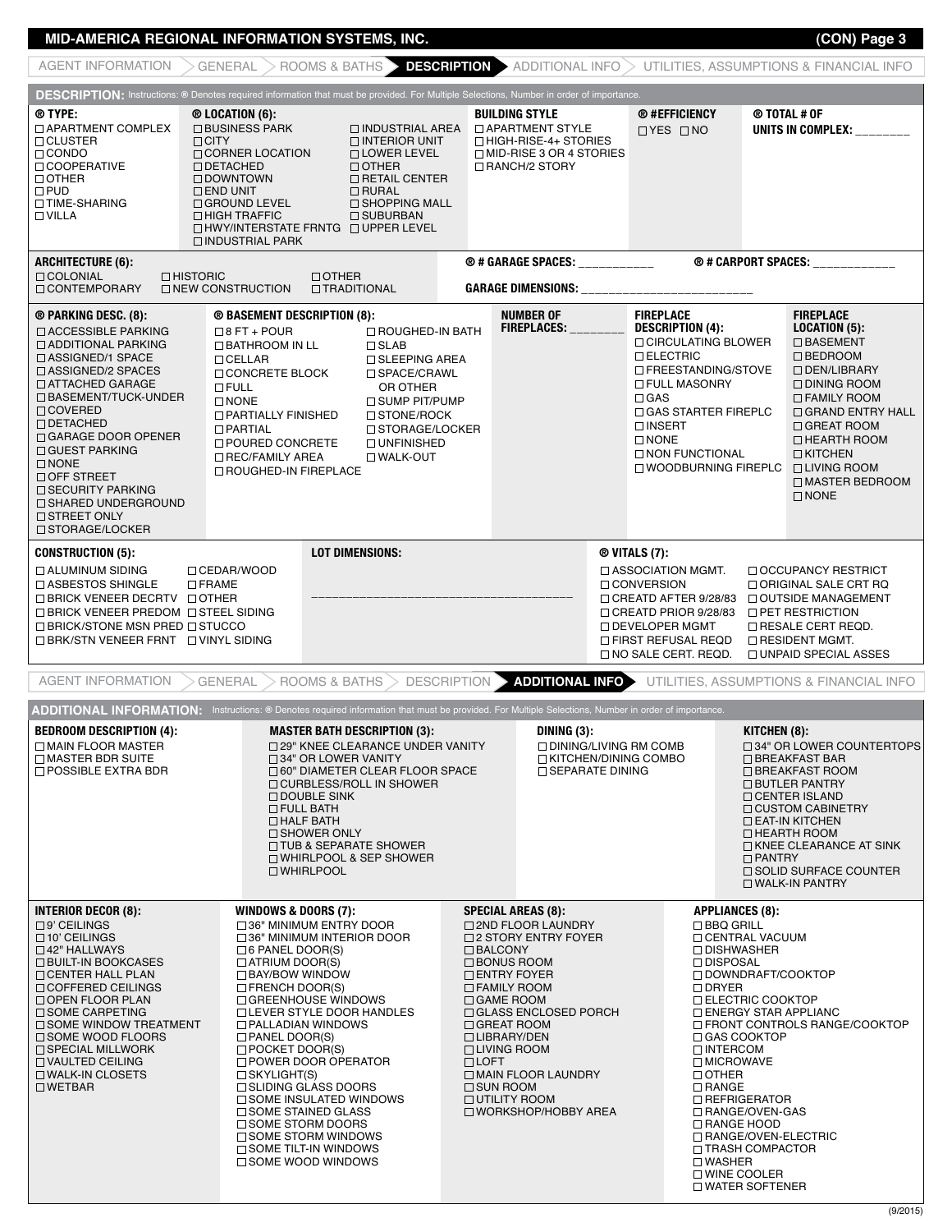## MID-AMERICA REGIONAL INFORMATION SYSTEMS, INC. (CON) Page 3

AGENT INFORMATION > GENERAL > ROOMS & BATHS > **DESCRIPTION** > ADDITIONAL INFO > UTILITIES, ASSUMPTIONS & FINANCIAL INFO

### DESCRIPTION:
Instructions: ® Denotes required information that must be provided. For Multiple Selections, Number in order of importance.

**® TYPE:**
- ☐ APARTMENT COMPLEX
- ☐ CLUSTER
- ☐ CONDO
- ☐ COOPERATIVE
- ☐ OTHER
- ☐ PUD
- ☐ TIME-SHARING
- ☐ VILLA

**® LOCATION (6):**
- ☐ BUSINESS PARK
- ☐ CITY
- ☐ CORNER LOCATION
- ☐ DETACHED
- ☐ DOWNTOWN
- ☐ END UNIT
- ☐ GROUND LEVEL
- ☐ HIGH TRAFFIC
- ☐ HWY/INTERSTATE FRNTG
- ☐ INDUSTRIAL PARK
- ☐ INDUSTRIAL AREA
- ☐ INTERIOR UNIT
- ☐ LOWER LEVEL
- ☐ OTHER
- ☐ RETAIL CENTER
- ☐ RURAL
- ☐ SHOPPING MALL
- ☐ SUBURBAN
- ☐ UPPER LEVEL

**BUILDING STYLE**
- ☐ APARTMENT STYLE
- ☐ HIGH-RISE-4+ STORIES
- ☐ MID-RISE 3 OR 4 STORIES
- ☐ RANCH/2 STORY

**® #EFFICIENCY**
☐ YES ☐ NO

**® TOTAL # OF UNITS IN COMPLEX:** ________

**ARCHITECTURE (6):**
- ☐ COLONIAL
- ☐ CONTEMPORARY
- ☐ HISTORIC
- ☐ NEW CONSTRUCTION
- ☐ OTHER
- ☐ TRADITIONAL

**® # GARAGE SPACES:** ___________

**® # CARPORT SPACES:** ____________

**GARAGE DIMENSIONS:** ________________________

**® PARKING DESC. (8):**
- ☐ ACCESSIBLE PARKING
- ☐ ADDITIONAL PARKING
- ☐ ASSIGNED/1 SPACE
- ☐ ASSIGNED/2 SPACES
- ☐ ATTACHED GARAGE
- ☐ BASEMENT/TUCK-UNDER
- ☐ COVERED
- ☐ DETACHED
- ☐ GARAGE DOOR OPENER
- ☐ GUEST PARKING
- ☐ NONE
- ☐ OFF STREET
- ☐ SECURITY PARKING
- ☐ SHARED UNDERGROUND
- ☐ STREET ONLY
- ☐ STORAGE/LOCKER

**® BASEMENT DESCRIPTION (8):**
- ☐ 8 FT + POUR
- ☐ BATHROOM IN LL
- ☐ CELLAR
- ☐ CONCRETE BLOCK
- ☐ FULL
- ☐ NONE
- ☐ PARTIALLY FINISHED
- ☐ PARTIAL
- ☐ POURED CONCRETE
- ☐ REC/FAMILY AREA
- ☐ ROUGHED-IN FIREPLACE
- ☐ ROUGHED-IN BATH
- ☐ SLAB
- ☐ SLEEPING AREA
- ☐ SPACE/CRAWL OR OTHER
- ☐ SUMP PIT/PUMP
- ☐ STONE/ROCK
- ☐ STORAGE/LOCKER
- ☐ UNFINISHED
- ☐ WALK-OUT

**NUMBER OF FIREPLACES:** ________

**FIREPLACE DESCRIPTION (4):**
- ☐ CIRCULATING BLOWER
- ☐ ELECTRIC
- ☐ FREESTANDING/STOVE
- ☐ FULL MASONRY
- ☐ GAS
- ☐ GAS STARTER FIREPLC
- ☐ INSERT
- ☐ NONE
- ☐ NON FUNCTIONAL
- ☐ WOODBURNING FIREPLC

**FIREPLACE LOCATION (5):**
- ☐ BASEMENT
- ☐ BEDROOM
- ☐ DEN/LIBRARY
- ☐ DINING ROOM
- ☐ FAMILY ROOM
- ☐ GRAND ENTRY HALL
- ☐ GREAT ROOM
- ☐ HEARTH ROOM
- ☐ KITCHEN
- ☐ LIVING ROOM
- ☐ MASTER BEDROOM
- ☐ NONE

**CONSTRUCTION (5):**
- ☐ ALUMINUM SIDING
- ☐ ASBESTOS SHINGLE
- ☐ BRICK VENEER DECRTV
- ☐ BRICK VENEER PREDOM
- ☐ BRICK/STONE MSN PRED
- ☐ BRK/STN VENEER FRNT
- ☐ CEDAR/WOOD
- ☐ FRAME
- ☐ OTHER
- ☐ STEEL SIDING
- ☐ STUCCO
- ☐ VINYL SIDING

**LOT DIMENSIONS:**
______________________________________

**® VITALS (7):**
- ☐ ASSOCIATION MGMT.
- ☐ CONVERSION
- ☐ CREATD AFTER 9/28/83
- ☐ CREATD PRIOR 9/28/83
- ☐ DEVELOPER MGMT
- ☐ FIRST REFUSAL REQD
- ☐ NO SALE CERT. REQD.
- ☐ OCCUPANCY RESTRICT
- ☐ ORIGINAL SALE CRT RQ
- ☐ OUTSIDE MANAGEMENT
- ☐ PET RESTRICTION
- ☐ RESALE CERT REQD.
- ☐ RESIDENT MGMT.
- ☐ UNPAID SPECIAL ASSES

AGENT INFORMATION > GENERAL > ROOMS & BATHS > DESCRIPTION > **ADDITIONAL INFO** > UTILITIES, ASSUMPTIONS & FINANCIAL INFO

### ADDITIONAL INFORMATION:
Instructions: ® Denotes required information that must be provided. For Multiple Selections, Number in order of importance.

**BEDROOM DESCRIPTION (4):**
- ☐ MAIN FLOOR MASTER
- ☐ MASTER BDR SUITE
- ☐ POSSIBLE EXTRA BDR

**MASTER BATH DESCRIPTION (3):**
- ☐ 29" KNEE CLEARANCE UNDER VANITY
- ☐ 34" OR LOWER VANITY
- ☐ 60" DIAMETER CLEAR FLOOR SPACE
- ☐ CURBLESS/ROLL IN SHOWER
- ☐ DOUBLE SINK
- ☐ FULL BATH
- ☐ HALF BATH
- ☐ SHOWER ONLY
- ☐ TUB & SEPARATE SHOWER
- ☐ WHIRLPOOL & SEP SHOWER
- ☐ WHIRLPOOL

**DINING (3):**
- ☐ DINING/LIVING RM COMB
- ☐ KITCHEN/DINING COMBO
- ☐ SEPARATE DINING

**KITCHEN (8):**
- ☐ 34" OR LOWER COUNTERTOPS
- ☐ BREAKFAST BAR
- ☐ BREAKFAST ROOM
- ☐ BUTLER PANTRY
- ☐ CENTER ISLAND
- ☐ CUSTOM CABINETRY
- ☐ EAT-IN KITCHEN
- ☐ HEARTH ROOM
- ☐ KNEE CLEARANCE AT SINK
- ☐ PANTRY
- ☐ SOLID SURFACE COUNTER
- ☐ WALK-IN PANTRY

**INTERIOR DECOR (8):**
- ☐ 9' CEILINGS
- ☐ 10' CEILINGS
- ☐ 42" HALLWAYS
- ☐ BUILT-IN BOOKCASES
- ☐ CENTER HALL PLAN
- ☐ COFFERED CEILINGS
- ☐ OPEN FLOOR PLAN
- ☐ SOME CARPETING
- ☐ SOME WINDOW TREATMENT
- ☐ SOME WOOD FLOORS
- ☐ SPECIAL MILLWORK
- ☐ VAULTED CEILING
- ☐ WALK-IN CLOSETS
- ☐ WETBAR

**WINDOWS & DOORS (7):**
- ☐ 36" MINIMUM ENTRY DOOR
- ☐ 36" MINIMUM INTERIOR DOOR
- ☐ 6 PANEL DOOR(S)
- ☐ ATRIUM DOOR(S)
- ☐ BAY/BOW WINDOW
- ☐ FRENCH DOOR(S)
- ☐ GREENHOUSE WINDOWS
- ☐ LEVER STYLE DOOR HANDLES
- ☐ PALLADIAN WINDOWS
- ☐ PANEL DOOR(S)
- ☐ POCKET DOOR(S)
- ☐ POWER DOOR OPERATOR
- ☐ SKYLIGHT(S)
- ☐ SLIDING GLASS DOORS
- ☐ SOME INSULATED WINDOWS
- ☐ SOME STAINED GLASS
- ☐ SOME STORM DOORS
- ☐ SOME STORM WINDOWS
- ☐ SOME TILT-IN WINDOWS
- ☐ SOME WOOD WINDOWS

**SPECIAL AREAS (8):**
- ☐ 2ND FLOOR LAUNDRY
- ☐ 2 STORY ENTRY FOYER
- ☐ BALCONY
- ☐ BONUS ROOM
- ☐ ENTRY FOYER
- ☐ FAMILY ROOM
- ☐ GAME ROOM
- ☐ GLASS ENCLOSED PORCH
- ☐ GREAT ROOM
- ☐ LIBRARY/DEN
- ☐ LIVING ROOM
- ☐ LOFT
- ☐ MAIN FLOOR LAUNDRY
- ☐ SUN ROOM
- ☐ UTILITY ROOM
- ☐ WORKSHOP/HOBBY AREA

**APPLIANCES (8):**
- ☐ BBQ GRILL
- ☐ CENTRAL VACUUM
- ☐ DISHWASHER
- ☐ DISPOSAL
- ☐ DOWNDRAFT/COOKTOP
- ☐ DRYER
- ☐ ELECTRIC COOKTOP
- ☐ ENERGY STAR APPLIANC
- ☐ FRONT CONTROLS RANGE/COOKTOP
- ☐ GAS COOKTOP
- ☐ INTERCOM
- ☐ MICROWAVE
- ☐ OTHER
- ☐ RANGE
- ☐ REFRIGERATOR
- ☐ RANGE/OVEN-GAS
- ☐ RANGE HOOD
- ☐ RANGE/OVEN-ELECTRIC
- ☐ TRASH COMPACTOR
- ☐ WASHER
- ☐ WINE COOLER
- ☐ WATER SOFTENER

(9/2015)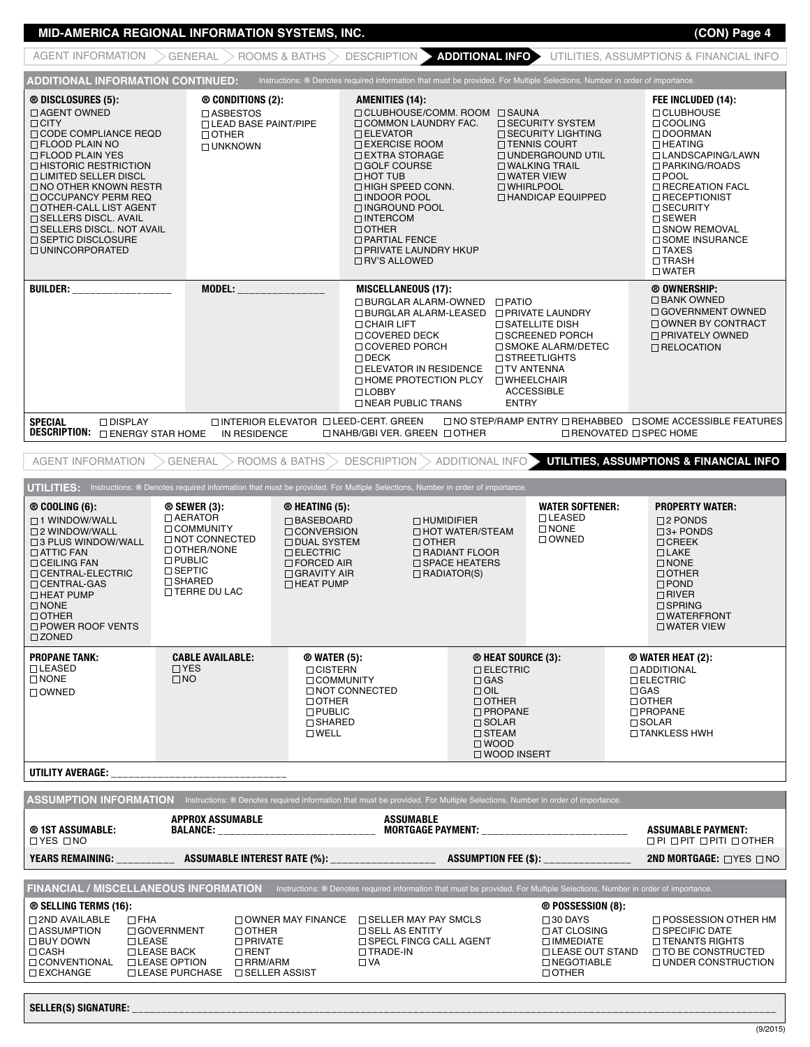**MID-AMERICA REGIONAL INFORMATION SYSTEMS, INC.** **(CON) Page 4**

AGENT INFORMATION > GENERAL > ROOMS & BATHS > DESCRIPTION > **ADDITIONAL INFO** > UTILITIES, ASSUMPTIONS & FINANCIAL INFO

## ADDITIONAL INFORMATION CONTINUED:

Instructions: ® Denotes required information that must be provided. For Multiple Selections, Number in order of importance.

**® DISCLOSURES (5):**
- ☐ AGENT OWNED
- ☐ CITY
- ☐ CODE COMPLIANCE REQD
- ☐ FLOOD PLAIN NO
- ☐ FLOOD PLAIN YES
- ☐ HISTORIC RESTRICTION
- ☐ LIMITED SELLER DISCL
- ☐ NO OTHER KNOWN RESTR
- ☐ OCCUPANCY PERM REQ
- ☐ OTHER-CALL LIST AGENT
- ☐ SELLERS DISCL. AVAIL
- ☐ SELLERS DISCL. NOT AVAIL
- ☐ SEPTIC DISCLOSURE
- ☐ UNINCORPORATED

**® CONDITIONS (2):**
- ☐ ASBESTOS
- ☐ LEAD BASE PAINT/PIPE
- ☐ OTHER
- ☐ UNKNOWN

**AMENITIES (14):**
- ☐ CLUBHOUSE/COMM. ROOM
- ☐ COMMON LAUNDRY FAC.
- ☐ ELEVATOR
- ☐ EXERCISE ROOM
- ☐ EXTRA STORAGE
- ☐ GOLF COURSE
- ☐ HOT TUB
- ☐ HIGH SPEED CONN.
- ☐ INDOOR POOL
- ☐ INGROUND POOL
- ☐ INTERCOM
- ☐ OTHER
- ☐ PARTIAL FENCE
- ☐ PRIVATE LAUNDRY HKUP
- ☐ RV'S ALLOWED
- ☐ SAUNA
- ☐ SECURITY SYSTEM
- ☐ SECURITY LIGHTING
- ☐ TENNIS COURT
- ☐ UNDERGROUND UTIL
- ☐ WALKING TRAIL
- ☐ WATER VIEW
- ☐ WHIRLPOOL
- ☐ HANDICAP EQUIPPED

**FEE INCLUDED (14):**
- ☐ CLUBHOUSE
- ☐ COOLING
- ☐ DOORMAN
- ☐ HEATING
- ☐ LANDSCAPING/LAWN
- ☐ PARKING/ROADS
- ☐ POOL
- ☐ RECREATION FACL
- ☐ RECEPTIONIST
- ☐ SECURITY
- ☐ SEWER
- ☐ SNOW REMOVAL
- ☐ SOME INSURANCE
- ☐ TAXES
- ☐ TRASH
- ☐ WATER

**BUILDER:** ________________

**MODEL:** ______________

**MISCELLANEOUS (17):**
- ☐ BURGLAR ALARM-OWNED
- ☐ BURGLAR ALARM-LEASED
- ☐ CHAIR LIFT
- ☐ COVERED DECK
- ☐ COVERED PORCH
- ☐ DECK
- ☐ ELEVATOR IN RESIDENCE
- ☐ HOME PROTECTION PLCY
- ☐ LOBBY
- ☐ NEAR PUBLIC TRANS
- ☐ PATIO
- ☐ PRIVATE LAUNDRY
- ☐ SATELLITE DISH
- ☐ SCREENED PORCH
- ☐ SMOKE ALARM/DETEC
- ☐ STREETLIGHTS
- ☐ TV ANTENNA
- ☐ WHEELCHAIR ACCESSIBLE ENTRY

**® OWNERSHIP:**
- ☐ BANK OWNED
- ☐ GOVERNMENT OWNED
- ☐ OWNER BY CONTRACT
- ☐ PRIVATELY OWNED
- ☐ RELOCATION

**SPECIAL DESCRIPTION:** ☐ DISPLAY ☐ ENERGY STAR HOME ☐ INTERIOR ELEVATOR IN RESIDENCE ☐ LEED-CERT. GREEN ☐ NAHB/GBI VER. GREEN ☐ OTHER ☐ NO STEP/RAMP ENTRY ☐ REHABBED ☐ RENOVATED ☐ SOME ACCESSIBLE FEATURES ☐ SPEC HOME

AGENT INFORMATION > GENERAL > ROOMS & BATHS > DESCRIPTION > ADDITIONAL INFO > **UTILITIES, ASSUMPTIONS & FINANCIAL INFO**

## UTILITIES:

Instructions: ® Denotes required information that must be provided. For Multiple Selections, Number in order of importance.

**® COOLING (6):**
- ☐ 1 WINDOW/WALL
- ☐ 2 WINDOW/WALL
- ☐ 3 PLUS WINDOW/WALL
- ☐ ATTIC FAN
- ☐ CEILING FAN
- ☐ CENTRAL-ELECTRIC
- ☐ CENTRAL-GAS
- ☐ HEAT PUMP
- ☐ NONE
- ☐ OTHER
- ☐ POWER ROOF VENTS
- ☐ ZONED

**® SEWER (3):**
- ☐ AERATOR
- ☐ COMMUNITY
- ☐ NOT CONNECTED
- ☐ OTHER/NONE
- ☐ PUBLIC
- ☐ SEPTIC
- ☐ SHARED
- ☐ TERRE DU LAC

**® HEATING (5):**
- ☐ BASEBOARD
- ☐ CONVERSION
- ☐ DUAL SYSTEM
- ☐ ELECTRIC
- ☐ FORCED AIR
- ☐ GRAVITY AIR
- ☐ HEAT PUMP
- ☐ HUMIDIFIER
- ☐ HOT WATER/STEAM
- ☐ OTHER
- ☐ RADIANT FLOOR
- ☐ SPACE HEATERS
- ☐ RADIATOR(S)

**WATER SOFTENER:**
- ☐ LEASED
- ☐ NONE
- ☐ OWNED

**PROPERTY WATER:**
- ☐ 2 PONDS
- ☐ 3+ PONDS
- ☐ CREEK
- ☐ LAKE
- ☐ NONE
- ☐ OTHER
- ☐ POND
- ☐ RIVER
- ☐ SPRING
- ☐ WATERFRONT
- ☐ WATER VIEW

**PROPANE TANK:**
- ☐ LEASED
- ☐ NONE
- ☐ OWNED

**CABLE AVAILABLE:**
- ☐ YES
- ☐ NO

**® WATER (5):**
- ☐ CISTERN
- ☐ COMMUNITY
- ☐ NOT CONNECTED
- ☐ OTHER
- ☐ PUBLIC
- ☐ SHARED
- ☐ WELL

**® HEAT SOURCE (3):**
- ☐ ELECTRIC
- ☐ GAS
- ☐ OIL
- ☐ OTHER
- ☐ PROPANE
- ☐ SOLAR
- ☐ STEAM
- ☐ WOOD
- ☐ WOOD INSERT

**® WATER HEAT (2):**
- ☐ ADDITIONAL
- ☐ ELECTRIC
- ☐ GAS
- ☐ OTHER
- ☐ PROPANE
- ☐ SOLAR
- ☐ TANKLESS HWH

**UTILITY AVERAGE:** ____________________________

## ASSUMPTION INFORMATION

Instructions: ® Denotes required information that must be provided. For Multiple Selections, Number in order of importance.

**® 1ST ASSUMABLE:** ☐ YES ☐ NO

**APPROX ASSUMABLE BALANCE:** __________________________

**ASSUMABLE MORTGAGE PAYMENT:** ________________________

**ASSUMABLE PAYMENT:** ☐ PI ☐ PIT ☐ PITI ☐ OTHER

**YEARS REMAINING:** __________

**ASSUMABLE INTEREST RATE (%):** _________________

**ASSUMPTION FEE ($):** ______________

**2ND MORTGAGE:** ☐ YES ☐ NO

## FINANCIAL / MISCELLANEOUS INFORMATION

Instructions: ® Denotes required information that must be provided. For Multiple Selections, Number in order of importance.

**® SELLING TERMS (16):**
- ☐ 2ND AVAILABLE
- ☐ ASSUMPTION
- ☐ BUY DOWN
- ☐ CASH
- ☐ CONVENTIONAL
- ☐ EXCHANGE
- ☐ FHA
- ☐ GOVERNMENT
- ☐ LEASE
- ☐ LEASE BACK
- ☐ LEASE OPTION
- ☐ LEASE PURCHASE
- ☐ OWNER MAY FINANCE
- ☐ OTHER
- ☐ PRIVATE
- ☐ RENT
- ☐ RRM/ARM
- ☐ SELLER ASSIST
- ☐ SELLER MAY PAY SMCLS
- ☐ SELL AS ENTITY
- ☐ SPECL FINCG CALL AGENT
- ☐ TRADE-IN
- ☐ VA

**® POSSESSION (8):**
- ☐ 30 DAYS
- ☐ AT CLOSING
- ☐ IMMEDIATE
- ☐ LEASE OUT STAND
- ☐ NEGOTIABLE
- ☐ OTHER
- ☐ POSSESSION OTHER HM
- ☐ SPECIFIC DATE
- ☐ TENANTS RIGHTS
- ☐ TO BE CONSTRUCTED
- ☐ UNDER CONSTRUCTION

**SELLER(S) SIGNATURE:** ____________________________________________________________

(9/2015)